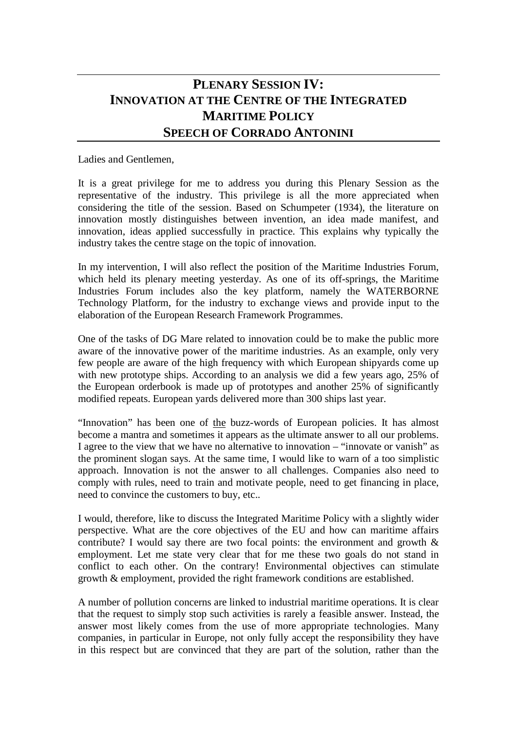# PLENARY SESSION IV: INNOVATION AT THE CENTRE OF THE INTEGRATED MARITIME POLICY SPEECH OF CORRADO ANTONINI

Ladies and Gentlemen,

It is a great privilege for me to address you during this Plenary Session as the representative of the industry. This privilege is all the more appreciated when considering the title of the session. Based on Schumpeter (1934), the literature on innovation mostly distinguishes between invention, an idea made manifest, and innovation, ideas applied successfully in practice. This explains why typically the industry takes the centre stage on the topic of innovation.

In my intervention, I will also reflect the position of the Maritime Industries Forum, which held its plenary meeting yesterday. As one of its off-springs, the Maritime Industries Forum includes also the key platform, namely the WATERBORNE Technology Platform, for the industry to exchange views and provide input to the elaboration of the European Research Framework Programmes.

One of the tasks of DG Mare related to innovation could be to make the public more aware of the innovative power of the maritime industries. As an example, only very few people are aware of the high frequency with which European shipyards come up with new prototype ships. According to an analysis we did a few years ago, 25% of the European orderbook is made up of prototypes and another 25% of significantly modified repeats. European yards delivered more than 300 ships last year.

"Innovation" has been one of <u>the</u> buzz-words of European policies. It has almost become a mantra and sometimes it appears as the ultimate answer to all our problems. I agree to the view that we have no alternative to innovation – "innovate or vanish" as the prominent slogan says. At the same time, I would like to warn of a too simplistic approach. Innovation is not the answer to all challenges. Companies also need to comply with rules, need to train and motivate people, need to get financing in place, need to convince the customers to buy, etc..

I would, therefore, like to discuss the Integrated Maritime Policy with a slightly wider perspective. What are the core objectives of the EU and how can maritime affairs contribute? I would say there are two focal points: the environment and growth & employment. Let me state very clear that for me these two goals do not stand in conflict to each other. On the contrary! Environmental objectives can stimulate growth & employment, provided the right framework conditions are established.

A number of pollution concerns are linked to industrial maritime operations. It is clear that the request to simply stop such activities is rarely a feasible answer. Instead, the answer most likely comes from the use of more appropriate technologies. Many companies, in particular in Europe, not only fully accept the responsibility they have in this respect but are convinced that they are part of the solution, rather than the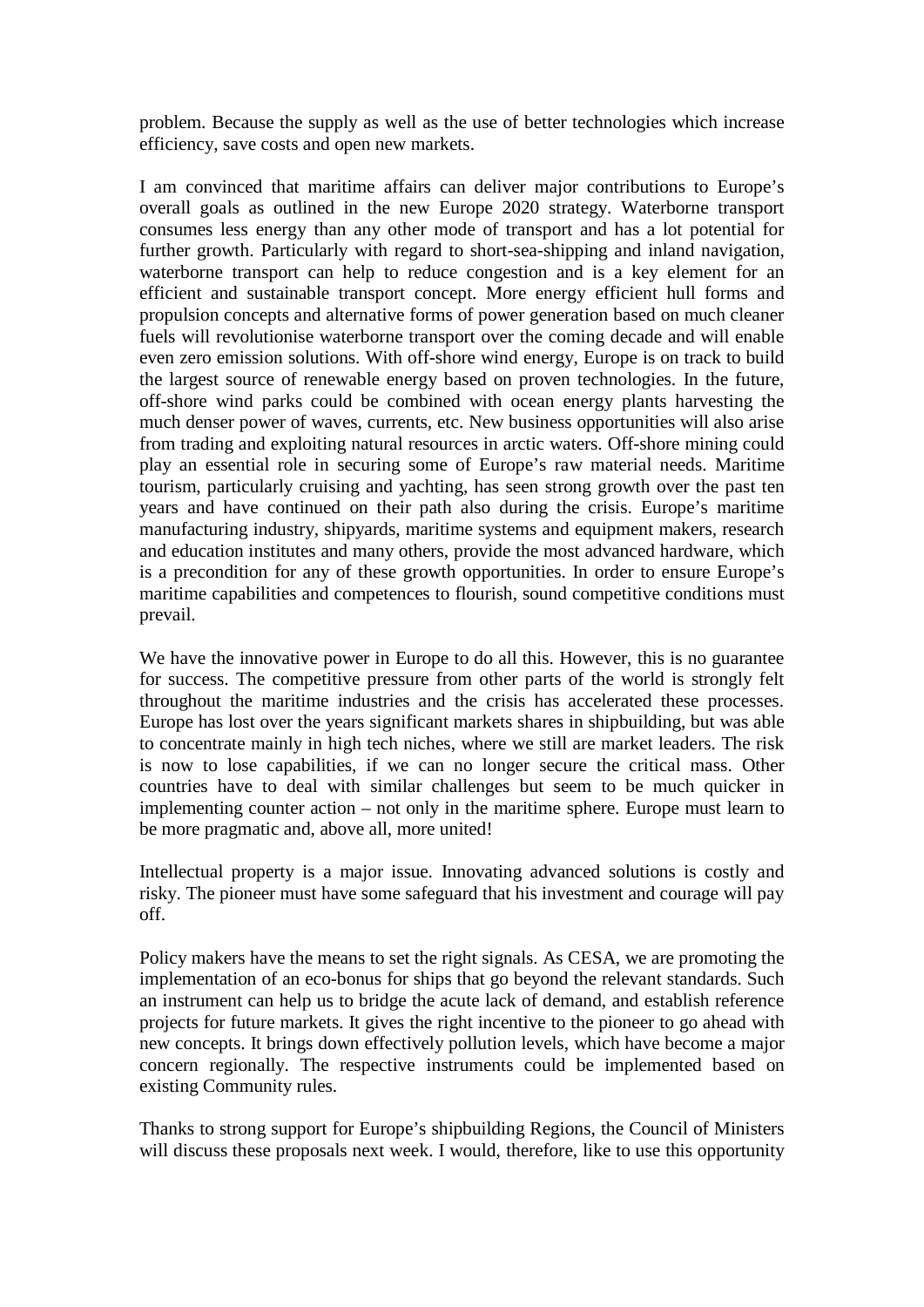problem. Because the supply as well as the use of better technologies which increase efficiency, save costs and open new markets.

I am convinced that maritime affairs can deliver major contributions to Europe's overall goals as outlined in the new Europe 2020 strategy. Waterborne transport consumes less energy than any other mode of transport and has a lot potential for further growth. Particularly with regard to short-sea-shipping and inland navigation, waterborne transport can help to reduce congestion and is a key element for an efficient and sustainable transport concept. More energy efficient hull forms and propulsion concepts and alternative forms of power generation based on much cleaner fuels will revolutionise waterborne transport over the coming decade and will enable even zero emission solutions. With off-shore wind energy, Europe is on track to build the largest source of renewable energy based on proven technologies. In the future, off-shore wind parks could be combined with ocean energy plants harvesting the much denser power of waves, currents, etc. New business opportunities will also arise from trading and exploiting natural resources in arctic waters. Off-shore mining could play an essential role in securing some of Europe's raw material needs. Maritime tourism, particularly cruising and yachting, has seen strong growth over the past ten years and have continued on their path also during the crisis. Europe's maritime manufacturing industry, shipyards, maritime systems and equipment makers, research and education institutes and many others, provide the most advanced hardware, which is a precondition for any of these growth opportunities. In order to ensure Europe's maritime capabilities and competences to flourish, sound competitive conditions must prevail.

We have the innovative power in Europe to do all this. However, this is no guarantee for success. The competitive pressure from other parts of the world is strongly felt throughout the maritime industries and the crisis has accelerated these processes. Europe has lost over the years significant markets shares in shipbuilding, but was able to concentrate mainly in high tech niches, where we still are market leaders. The risk is now to lose capabilities, if we can no longer secure the critical mass. Other countries have to deal with similar challenges but seem to be much quicker in implementing counter action – not only in the maritime sphere. Europe must learn to be more pragmatic and, above all, more united!

Intellectual property is a major issue. Innovating advanced solutions is costly and risky. The pioneer must have some safeguard that his investment and courage will pay off.

Policy makers have the means to set the right signals. As CESA, we are promoting the implementation of an eco-bonus for ships that go beyond the relevant standards. Such an instrument can help us to bridge the acute lack of demand, and establish reference projects for future markets. It gives the right incentive to the pioneer to go ahead with new concepts. It brings down effectively pollution levels, which have become a major concern regionally. The respective instruments could be implemented based on existing Community rules.

Thanks to strong support for Europe's shipbuilding Regions, the Council of Ministers will discuss these proposals next week. I would, therefore, like to use this opportunity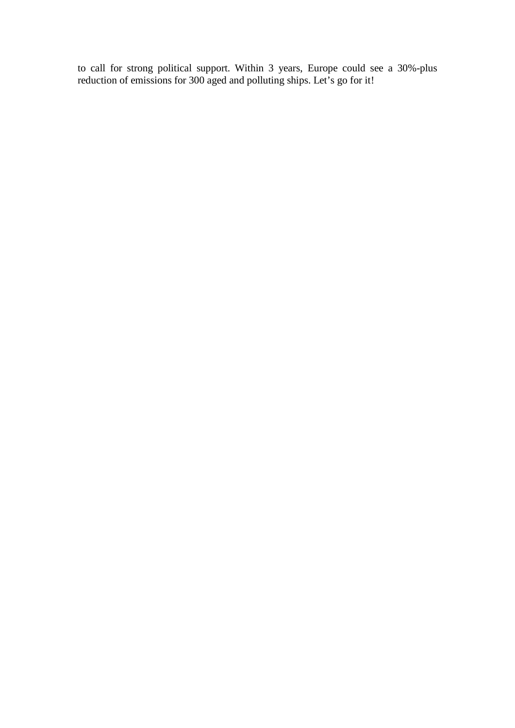to call for strong political support. Within 3 years, Europe could see a 30%-plus reduction of emissions for 300 aged and polluting ships. Let’s go for it!